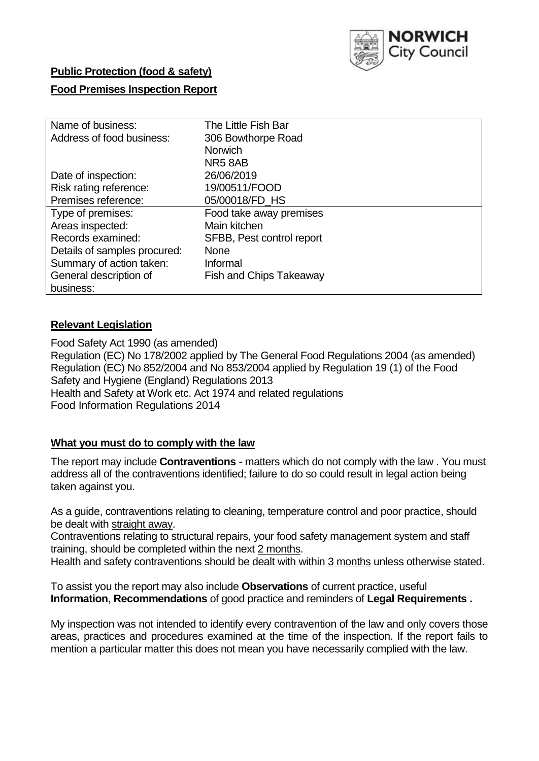**Public Protection (food & safety)**

**Food Premises Inspection Report**

| Name of business: | The Little Fish Bar |
|---|---|
| Address of food business: | 306 Bowthorpe Road<br>Norwich<br>NR5 8AB |
| Date of inspection: | 26/06/2019 |
| Risk rating reference: | 19/00511/FOOD |
| Premises reference: | 05/00018/FD_HS |
| Type of premises: | Food take away premises |
| Areas inspected: | Main kitchen |
| Records examined: | SFBB, Pest control report |
| Details of samples procured: | None |
| Summary of action taken: | Informal |
| General description of business: | Fish and Chips Takeaway |

## **Relevant Legislation**

Food Safety Act 1990 (as amended)
Regulation (EC) No 178/2002 applied by The General Food Regulations 2004 (as amended)
Regulation (EC) No 852/2004 and No 853/2004 applied by Regulation 19 (1) of the Food Safety and Hygiene (England) Regulations 2013
Health and Safety at Work etc. Act 1974 and related regulations
Food Information Regulations 2014

## **What you must do to comply with the law**

The report may include **Contraventions** - matters which do not comply with the law . You must address all of the contraventions identified; failure to do so could result in legal action being taken against you.

As a guide, contraventions relating to cleaning, temperature control and poor practice, should be dealt with straight away.
Contraventions relating to structural repairs, your food safety management system and staff training, should be completed within the next 2 months.
Health and safety contraventions should be dealt with within 3 months unless otherwise stated.

To assist you the report may also include **Observations** of current practice, useful **Information**, **Recommendations** of good practice and reminders of **Legal Requirements .**

My inspection was not intended to identify every contravention of the law and only covers those areas, practices and procedures examined at the time of the inspection. If the report fails to mention a particular matter this does not mean you have necessarily complied with the law.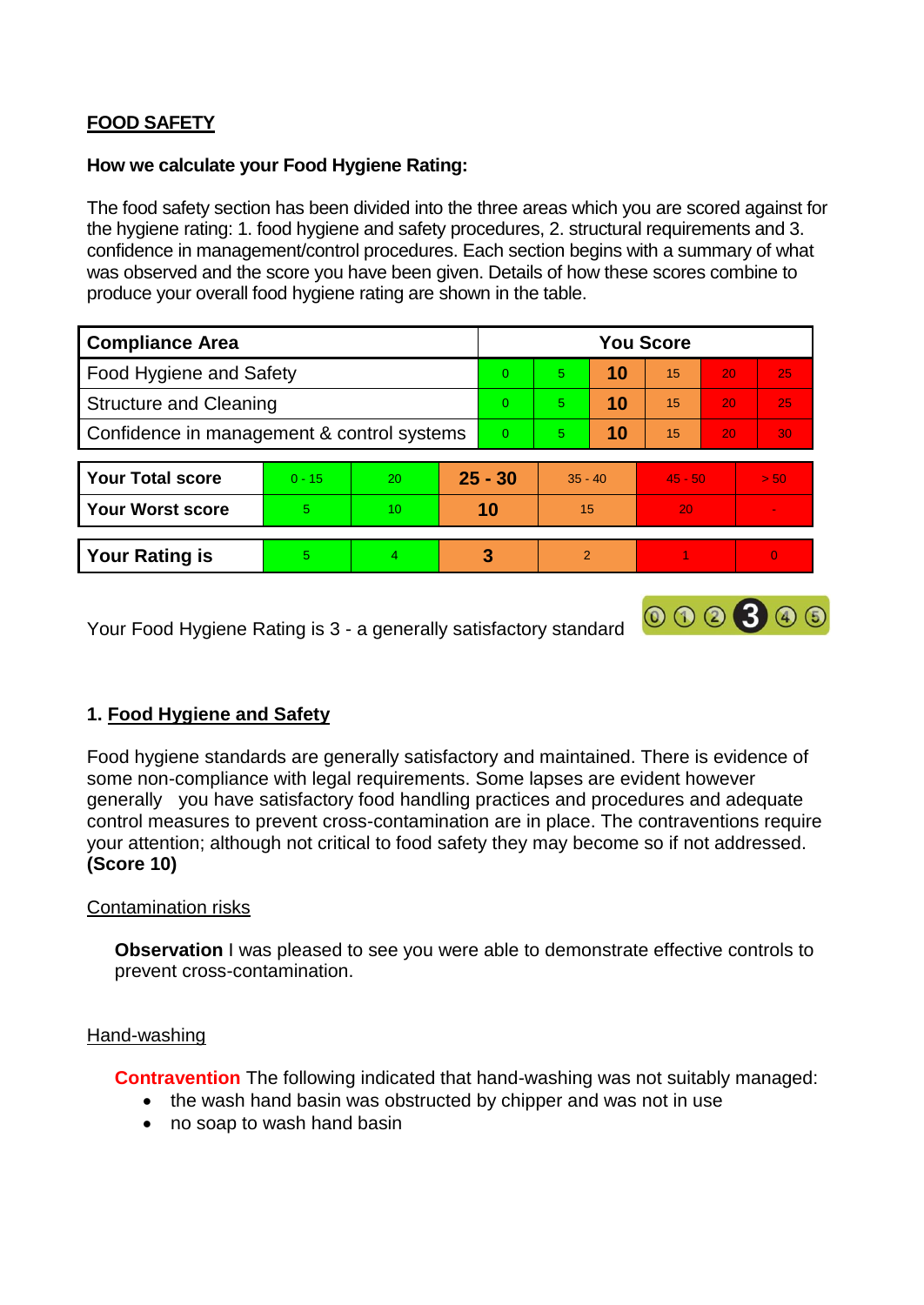**FOOD SAFETY**

**How we calculate your Food Hygiene Rating:**

The food safety section has been divided into the three areas which you are scored against for the hygiene rating: 1. food hygiene and safety procedures, 2. structural requirements and 3. confidence in management/control procedures. Each section begins with a summary of what was observed and the score you have been given. Details of how these scores combine to produce your overall food hygiene rating are shown in the table.

| Compliance Area | You Score | | | | | |
|---|---|---|---|---|---|---|
| Food Hygiene and Safety | 0 | 5 | **10** | 15 | 20 | 25 |
| Structure and Cleaning | 0 | 5 | **10** | 15 | 20 | 25 |
| Confidence in management & control systems | 0 | 5 | **10** | 15 | 20 | 30 |

| | | | | | | |
|---|---|---|---|---|---|---|
| **Your Total score** | 0 - 15 | 20 | **25 - 30** | 35 - 40 | 45 - 50 | > 50 |
| **Your Worst score** | 5 | 10 | **10** | 15 | 20 | - |

| | | | | | | |
|---|---|---|---|---|---|---|
| **Your Rating is** | 5 | 4 | **3** | 2 | 1 | 0 |

Your Food Hygiene Rating is 3 - a generally satisfactory standard

## 1. Food Hygiene and Safety

Food hygiene standards are generally satisfactory and maintained. There is evidence of some non-compliance with legal requirements. Some lapses are evident however generally you have satisfactory food handling practices and procedures and adequate control measures to prevent cross-contamination are in place. The contraventions require your attention; although not critical to food safety they may become so if not addressed. **(Score 10)**

Contamination risks

**Observation** I was pleased to see you were able to demonstrate effective controls to prevent cross-contamination.

Hand-washing

**Contravention** The following indicated that hand-washing was not suitably managed:

- the wash hand basin was obstructed by chipper and was not in use
- no soap to wash hand basin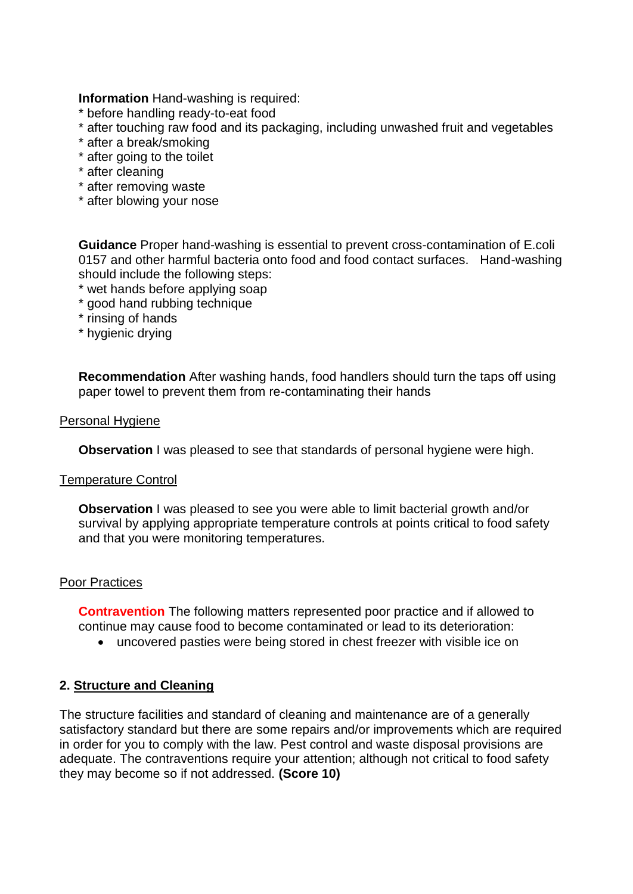**Information** Hand-washing is required:
* before handling ready-to-eat food
* after touching raw food and its packaging, including unwashed fruit and vegetables
* after a break/smoking
* after going to the toilet
* after cleaning
* after removing waste
* after blowing your nose

**Guidance** Proper hand-washing is essential to prevent cross-contamination of E.coli 0157 and other harmful bacteria onto food and food contact surfaces. Hand-washing should include the following steps:
* wet hands before applying soap
* good hand rubbing technique
* rinsing of hands
* hygienic drying

**Recommendation** After washing hands, food handlers should turn the taps off using paper towel to prevent them from re-contaminating their hands

<u>Personal Hygiene</u>

**Observation** I was pleased to see that standards of personal hygiene were high.

<u>Temperature Control</u>

**Observation** I was pleased to see you were able to limit bacterial growth and/or survival by applying appropriate temperature controls at points critical to food safety and that you were monitoring temperatures.

<u>Poor Practices</u>

**Contravention** The following matters represented poor practice and if allowed to continue may cause food to become contaminated or lead to its deterioration:

- uncovered pasties were being stored in chest freezer with visible ice on

## 2. Structure and Cleaning

The structure facilities and standard of cleaning and maintenance are of a generally satisfactory standard but there are some repairs and/or improvements which are required in order for you to comply with the law. Pest control and waste disposal provisions are adequate. The contraventions require your attention; although not critical to food safety they may become so if not addressed. **(Score 10)**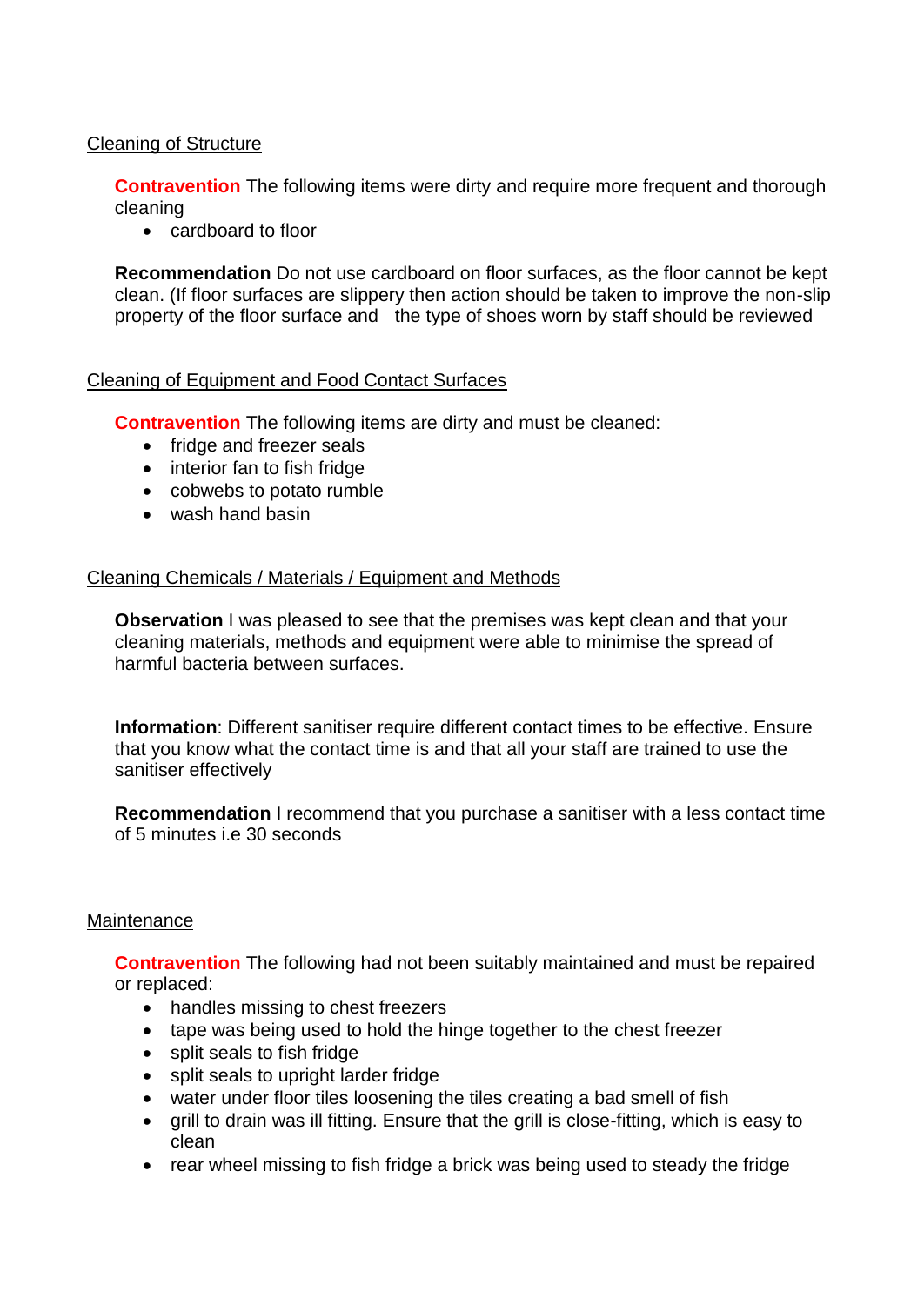<u>Cleaning of Structure</u>

**Contravention** The following items were dirty and require more frequent and thorough cleaning

- cardboard to floor

**Recommendation** Do not use cardboard on floor surfaces, as the floor cannot be kept clean. (If floor surfaces are slippery then action should be taken to improve the non-slip property of the floor surface and the type of shoes worn by staff should be reviewed

<u>Cleaning of Equipment and Food Contact Surfaces</u>

**Contravention** The following items are dirty and must be cleaned:

- fridge and freezer seals
- interior fan to fish fridge
- cobwebs to potato rumble
- wash hand basin

<u>Cleaning Chemicals / Materials / Equipment and Methods</u>

**Observation** I was pleased to see that the premises was kept clean and that your cleaning materials, methods and equipment were able to minimise the spread of harmful bacteria between surfaces.

**Information**: Different sanitiser require different contact times to be effective. Ensure that you know what the contact time is and that all your staff are trained to use the sanitiser effectively

**Recommendation** I recommend that you purchase a sanitiser with a less contact time of 5 minutes i.e 30 seconds

<u>Maintenance</u>

**Contravention** The following had not been suitably maintained and must be repaired or replaced:

- handles missing to chest freezers
- tape was being used to hold the hinge together to the chest freezer
- split seals to fish fridge
- split seals to upright larder fridge
- water under floor tiles loosening the tiles creating a bad smell of fish
- grill to drain was ill fitting. Ensure that the grill is close-fitting, which is easy to clean
- rear wheel missing to fish fridge a brick was being used to steady the fridge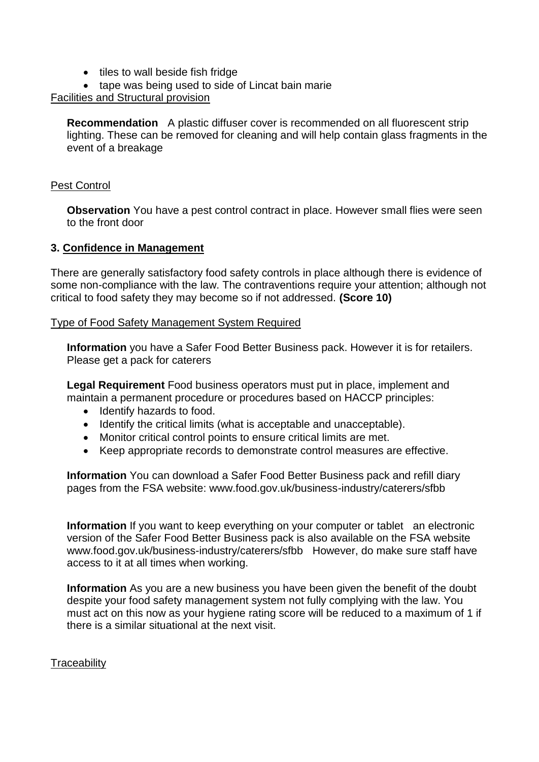- tiles to wall beside fish fridge
- tape was being used to side of Lincat bain marie

Facilities and Structural provision

**Recommendation** A plastic diffuser cover is recommended on all fluorescent strip lighting. These can be removed for cleaning and will help contain glass fragments in the event of a breakage

Pest Control

**Observation** You have a pest control contract in place. However small flies were seen to the front door

### 3. Confidence in Management

There are generally satisfactory food safety controls in place although there is evidence of some non-compliance with the law. The contraventions require your attention; although not critical to food safety they may become so if not addressed. **(Score 10)**

Type of Food Safety Management System Required

**Information** you have a Safer Food Better Business pack. However it is for retailers. Please get a pack for caterers

**Legal Requirement** Food business operators must put in place, implement and maintain a permanent procedure or procedures based on HACCP principles:

- Identify hazards to food.
- Identify the critical limits (what is acceptable and unacceptable).
- Monitor critical control points to ensure critical limits are met.
- Keep appropriate records to demonstrate control measures are effective.

**Information** You can download a Safer Food Better Business pack and refill diary pages from the FSA website: www.food.gov.uk/business-industry/caterers/sfbb

**Information** If you want to keep everything on your computer or tablet an electronic version of the Safer Food Better Business pack is also available on the FSA website www.food.gov.uk/business-industry/caterers/sfbb However, do make sure staff have access to it at all times when working.

**Information** As you are a new business you have been given the benefit of the doubt despite your food safety management system not fully complying with the law. You must act on this now as your hygiene rating score will be reduced to a maximum of 1 if there is a similar situational at the next visit.

Traceability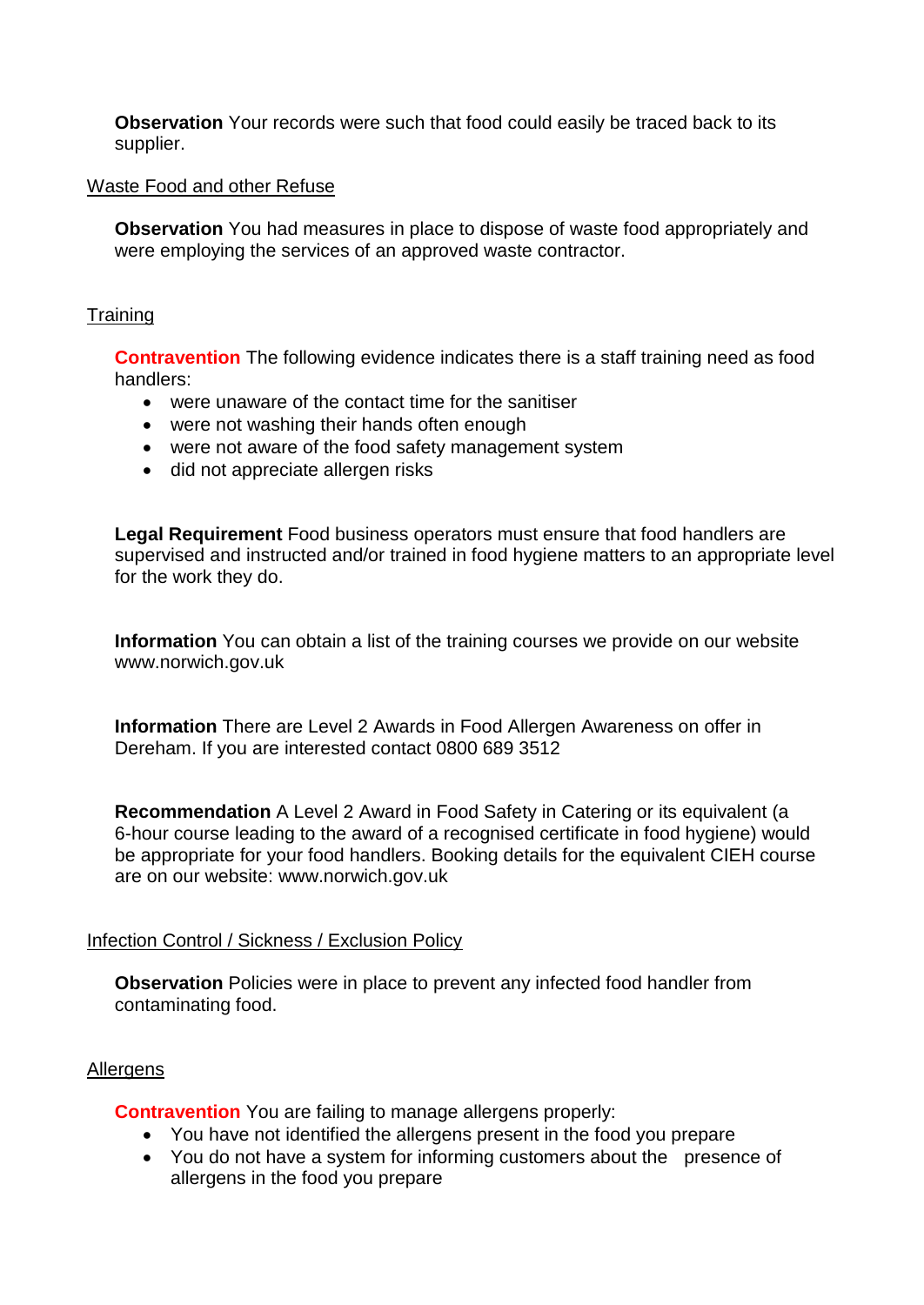**Observation** Your records were such that food could easily be traced back to its supplier.

Waste Food and other Refuse

**Observation** You had measures in place to dispose of waste food appropriately and were employing the services of an approved waste contractor.

Training

**Contravention** The following evidence indicates there is a staff training need as food handlers:

- were unaware of the contact time for the sanitiser
- were not washing their hands often enough
- were not aware of the food safety management system
- did not appreciate allergen risks

**Legal Requirement** Food business operators must ensure that food handlers are supervised and instructed and/or trained in food hygiene matters to an appropriate level for the work they do.

**Information** You can obtain a list of the training courses we provide on our website www.norwich.gov.uk

**Information** There are Level 2 Awards in Food Allergen Awareness on offer in Dereham. If you are interested contact 0800 689 3512

**Recommendation** A Level 2 Award in Food Safety in Catering or its equivalent (a 6-hour course leading to the award of a recognised certificate in food hygiene) would be appropriate for your food handlers. Booking details for the equivalent CIEH course are on our website: www.norwich.gov.uk

Infection Control / Sickness / Exclusion Policy

**Observation** Policies were in place to prevent any infected food handler from contaminating food.

Allergens

**Contravention** You are failing to manage allergens properly:

- You have not identified the allergens present in the food you prepare
- You do not have a system for informing customers about the presence of allergens in the food you prepare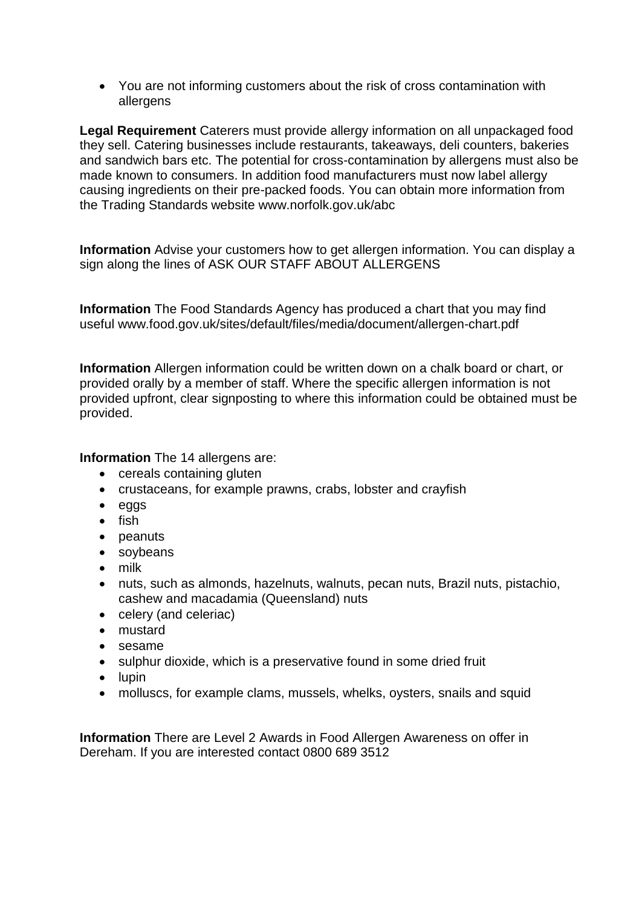- You are not informing customers about the risk of cross contamination with allergens

**Legal Requirement** Caterers must provide allergy information on all unpackaged food they sell. Catering businesses include restaurants, takeaways, deli counters, bakeries and sandwich bars etc. The potential for cross-contamination by allergens must also be made known to consumers. In addition food manufacturers must now label allergy causing ingredients on their pre-packed foods. You can obtain more information from the Trading Standards website www.norfolk.gov.uk/abc

**Information** Advise your customers how to get allergen information. You can display a sign along the lines of ASK OUR STAFF ABOUT ALLERGENS

**Information** The Food Standards Agency has produced a chart that you may find useful www.food.gov.uk/sites/default/files/media/document/allergen-chart.pdf

**Information** Allergen information could be written down on a chalk board or chart, or provided orally by a member of staff. Where the specific allergen information is not provided upfront, clear signposting to where this information could be obtained must be provided.

**Information** The 14 allergens are:

- cereals containing gluten
- crustaceans, for example prawns, crabs, lobster and crayfish
- eggs
- fish
- peanuts
- soybeans
- milk
- nuts, such as almonds, hazelnuts, walnuts, pecan nuts, Brazil nuts, pistachio, cashew and macadamia (Queensland) nuts
- celery (and celeriac)
- mustard
- sesame
- sulphur dioxide, which is a preservative found in some dried fruit
- lupin
- molluscs, for example clams, mussels, whelks, oysters, snails and squid

**Information** There are Level 2 Awards in Food Allergen Awareness on offer in Dereham. If you are interested contact 0800 689 3512